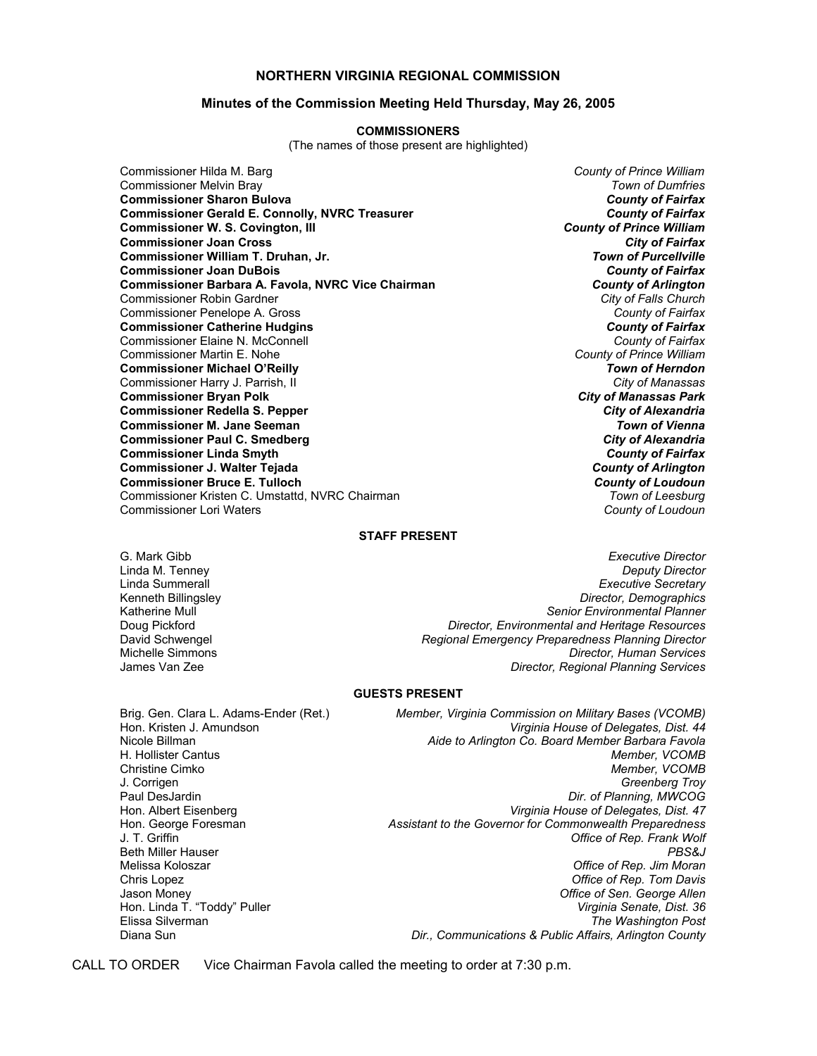# NORTHERN VIRGINIA REGIONAL COMMISSION

## Minutes of the Commission Meeting Held Thursday, May 26, 2005

### COMMISSIONERS

(The names of those present are highlighted)

| Commissioner | Jurisdiction |
|---|---|
| Commissioner Hilda M. Barg | *County of Prince William* |
| Commissioner Melvin Bray | *Town of Dumfries* |
| **Commissioner Sharon Bulova** | ***County of Fairfax*** |
| **Commissioner Gerald E. Connolly, NVRC Treasurer** | ***County of Fairfax*** |
| **Commissioner W. S. Covington, III** | ***County of Prince William*** |
| **Commissioner Joan Cross** | ***City of Fairfax*** |
| **Commissioner William T. Druhan, Jr.** | ***Town of Purcellville*** |
| **Commissioner Joan DuBois** | ***County of Fairfax*** |
| **Commissioner Barbara A. Favola, NVRC Vice Chairman** | ***County of Arlington*** |
| Commissioner Robin Gardner | *City of Falls Church* |
| Commissioner Penelope A. Gross | *County of Fairfax* |
| **Commissioner Catherine Hudgins** | ***County of Fairfax*** |
| Commissioner Elaine N. McConnell | *County of Fairfax* |
| Commissioner Martin E. Nohe | *County of Prince William* |
| **Commissioner Michael O'Reilly** | ***Town of Herndon*** |
| Commissioner Harry J. Parrish, II | *City of Manassas* |
| **Commissioner Bryan Polk** | ***City of Manassas Park*** |
| **Commissioner Redella S. Pepper** | ***City of Alexandria*** |
| **Commissioner M. Jane Seeman** | ***Town of Vienna*** |
| **Commissioner Paul C. Smedberg** | ***City of Alexandria*** |
| **Commissioner Linda Smyth** | ***County of Fairfax*** |
| **Commissioner J. Walter Tejada** | ***County of Arlington*** |
| **Commissioner Bruce E. Tulloch** | ***County of Loudoun*** |
| Commissioner Kristen C. Umstattd, NVRC Chairman | *Town of Leesburg* |
| Commissioner Lori Waters | *County of Loudoun* |

### STAFF PRESENT

| Name | Title |
|---|---|
| G. Mark Gibb | *Executive Director* |
| Linda M. Tenney | *Deputy Director* |
| Linda Summerall | *Executive Secretary* |
| Kenneth Billingsley | *Director, Demographics* |
| Katherine Mull | *Senior Environmental Planner* |
| Doug Pickford | *Director, Environmental and Heritage Resources* |
| David Schwengel | *Regional Emergency Preparedness Planning Director* |
| Michelle Simmons | *Director, Human Services* |
| James Van Zee | *Director, Regional Planning Services* |

### GUESTS PRESENT

| Name | Affiliation |
|---|---|
| Brig. Gen. Clara L. Adams-Ender (Ret.) | *Member, Virginia Commission on Military Bases (VCOMB)* |
| Hon. Kristen J. Amundson | *Virginia House of Delegates, Dist. 44* |
| Nicole Billman | *Aide to Arlington Co. Board Member Barbara Favola* |
| H. Hollister Cantus | *Member, VCOMB* |
| Christine Cimko | *Member, VCOMB* |
| J. Corrigen | *Greenberg Troy* |
| Paul DesJardin | *Dir. of Planning, MWCOG* |
| Hon. Albert Eisenberg | *Virginia House of Delegates, Dist. 47* |
| Hon. George Foresman | *Assistant to the Governor for Commonwealth Preparedness* |
| J. T. Griffin | *Office of Rep. Frank Wolf* |
| Beth Miller Hauser | *PBS&J* |
| Melissa Koloszar | *Office of Rep. Jim Moran* |
| Chris Lopez | *Office of Rep. Tom Davis* |
| Jason Money | *Office of Sen. George Allen* |
| Hon. Linda T. "Toddy" Puller | *Virginia Senate, Dist. 36* |
| Elissa Silverman | *The Washington Post* |
| Diana Sun | *Dir., Communications & Public Affairs, Arlington County* |

CALL TO ORDER Vice Chairman Favola called the meeting to order at 7:30 p.m.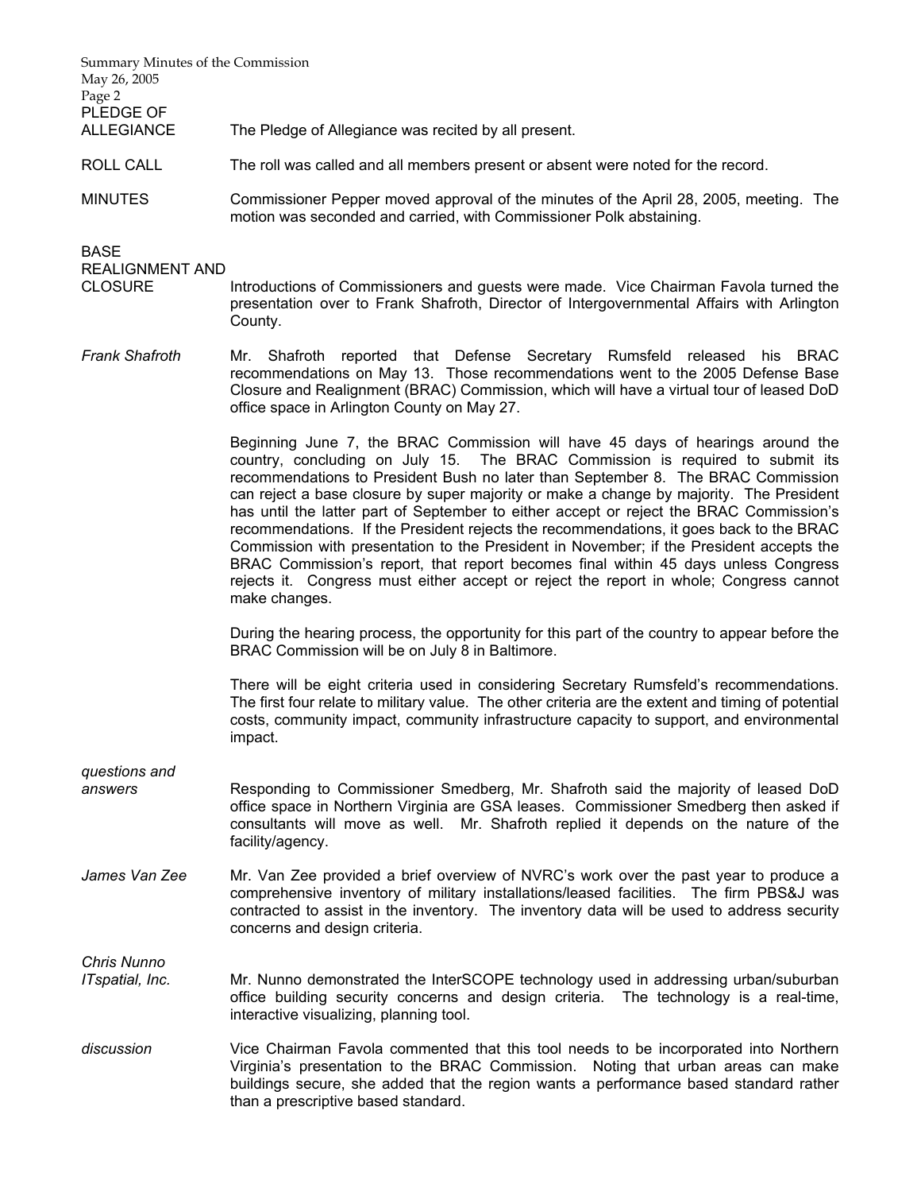PLEDGE OF ALLEGIANCE — The Pledge of Allegiance was recited by all present.

ROLL CALL — The roll was called and all members present or absent were noted for the record.

MINUTES — Commissioner Pepper moved approval of the minutes of the April 28, 2005, meeting. The motion was seconded and carried, with Commissioner Polk abstaining.

**BASE REALIGNMENT AND CLOSURE**

Introductions of Commissioners and guests were made. Vice Chairman Favola turned the presentation over to Frank Shafroth, Director of Intergovernmental Affairs with Arlington County.

*Frank Shafroth*

Mr. Shafroth reported that Defense Secretary Rumsfeld released his BRAC recommendations on May 13. Those recommendations went to the 2005 Defense Base Closure and Realignment (BRAC) Commission, which will have a virtual tour of leased DoD office space in Arlington County on May 27.

Beginning June 7, the BRAC Commission will have 45 days of hearings around the country, concluding on July 15. The BRAC Commission is required to submit its recommendations to President Bush no later than September 8. The BRAC Commission can reject a base closure by super majority or make a change by majority. The President has until the latter part of September to either accept or reject the BRAC Commission's recommendations. If the President rejects the recommendations, it goes back to the BRAC Commission with presentation to the President in November; if the President accepts the BRAC Commission's report, that report becomes final within 45 days unless Congress rejects it. Congress must either accept or reject the report in whole; Congress cannot make changes.

During the hearing process, the opportunity for this part of the country to appear before the BRAC Commission will be on July 8 in Baltimore.

There will be eight criteria used in considering Secretary Rumsfeld's recommendations. The first four relate to military value. The other criteria are the extent and timing of potential costs, community impact, community infrastructure capacity to support, and environmental impact.

*questions and answers*

Responding to Commissioner Smedberg, Mr. Shafroth said the majority of leased DoD office space in Northern Virginia are GSA leases. Commissioner Smedberg then asked if consultants will move as well. Mr. Shafroth replied it depends on the nature of the facility/agency.

*James Van Zee*

Mr. Van Zee provided a brief overview of NVRC's work over the past year to produce a comprehensive inventory of military installations/leased facilities. The firm PBS&J was contracted to assist in the inventory. The inventory data will be used to address security concerns and design criteria.

*Chris Nunno ITspatial, Inc.*

Mr. Nunno demonstrated the InterSCOPE technology used in addressing urban/suburban office building security concerns and design criteria. The technology is a real-time, interactive visualizing, planning tool.

*discussion*

Vice Chairman Favola commented that this tool needs to be incorporated into Northern Virginia's presentation to the BRAC Commission. Noting that urban areas can make buildings secure, she added that the region wants a performance based standard rather than a prescriptive based standard.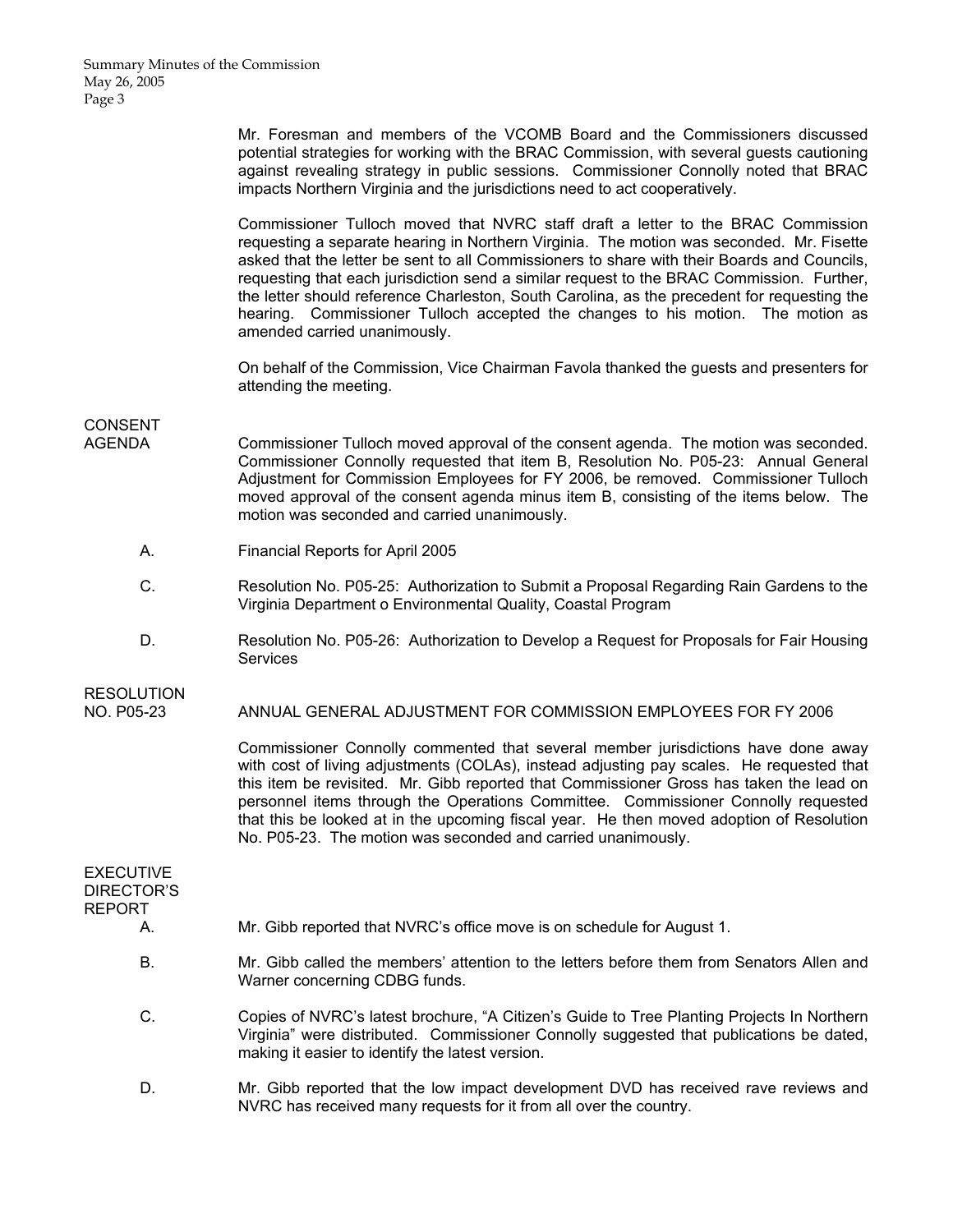Mr. Foresman and members of the VCOMB Board and the Commissioners discussed potential strategies for working with the BRAC Commission, with several guests cautioning against revealing strategy in public sessions. Commissioner Connolly noted that BRAC impacts Northern Virginia and the jurisdictions need to act cooperatively.

Commissioner Tulloch moved that NVRC staff draft a letter to the BRAC Commission requesting a separate hearing in Northern Virginia. The motion was seconded. Mr. Fisette asked that the letter be sent to all Commissioners to share with their Boards and Councils, requesting that each jurisdiction send a similar request to the BRAC Commission. Further, the letter should reference Charleston, South Carolina, as the precedent for requesting the hearing. Commissioner Tulloch accepted the changes to his motion. The motion as amended carried unanimously.

On behalf of the Commission, Vice Chairman Favola thanked the guests and presenters for attending the meeting.

**CONSENT AGENDA**

Commissioner Tulloch moved approval of the consent agenda. The motion was seconded. Commissioner Connolly requested that item B, Resolution No. P05-23: Annual General Adjustment for Commission Employees for FY 2006, be removed. Commissioner Tulloch moved approval of the consent agenda minus item B, consisting of the items below. The motion was seconded and carried unanimously.

A. Financial Reports for April 2005

C. Resolution No. P05-25: Authorization to Submit a Proposal Regarding Rain Gardens to the Virginia Department o Environmental Quality, Coastal Program

D. Resolution No. P05-26: Authorization to Develop a Request for Proposals for Fair Housing Services

**RESOLUTION NO. P05-23**

ANNUAL GENERAL ADJUSTMENT FOR COMMISSION EMPLOYEES FOR FY 2006

Commissioner Connolly commented that several member jurisdictions have done away with cost of living adjustments (COLAs), instead adjusting pay scales. He requested that this item be revisited. Mr. Gibb reported that Commissioner Gross has taken the lead on personnel items through the Operations Committee. Commissioner Connolly requested that this be looked at in the upcoming fiscal year. He then moved adoption of Resolution No. P05-23. The motion was seconded and carried unanimously.

**EXECUTIVE DIRECTOR'S REPORT**

A. Mr. Gibb reported that NVRC's office move is on schedule for August 1.

B. Mr. Gibb called the members' attention to the letters before them from Senators Allen and Warner concerning CDBG funds.

C. Copies of NVRC's latest brochure, "A Citizen's Guide to Tree Planting Projects In Northern Virginia" were distributed. Commissioner Connolly suggested that publications be dated, making it easier to identify the latest version.

D. Mr. Gibb reported that the low impact development DVD has received rave reviews and NVRC has received many requests for it from all over the country.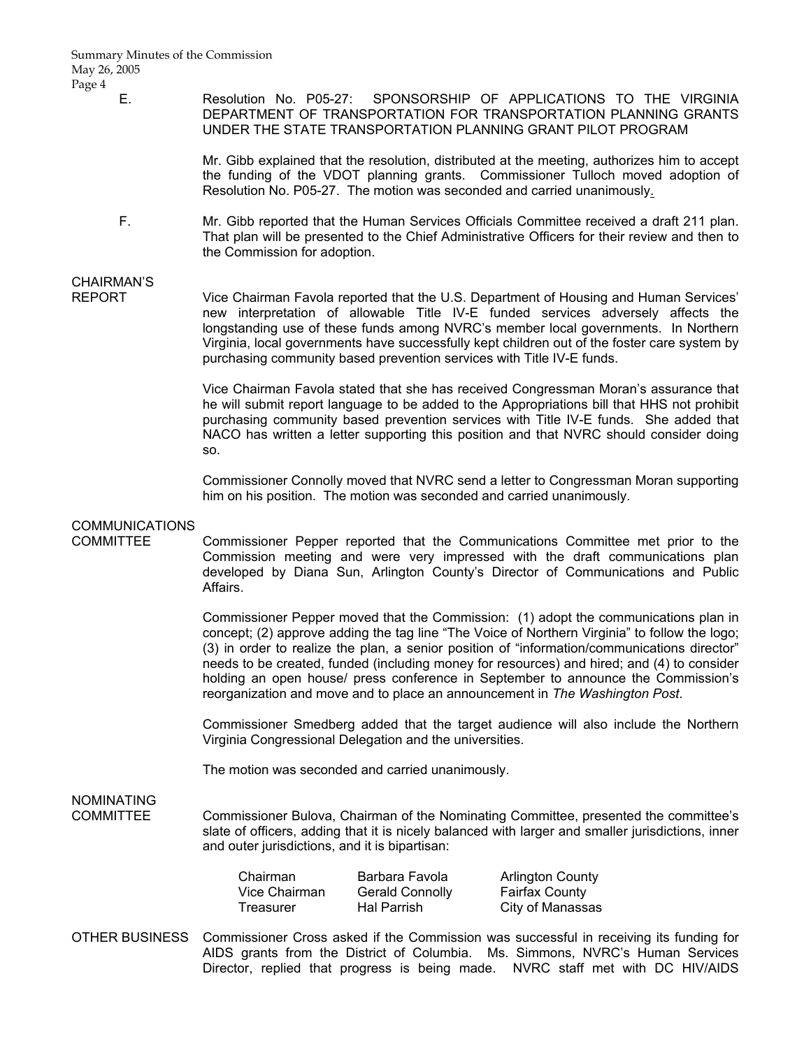E. Resolution No. P05-27: SPONSORSHIP OF APPLICATIONS TO THE VIRGINIA DEPARTMENT OF TRANSPORTATION FOR TRANSPORTATION PLANNING GRANTS UNDER THE STATE TRANSPORTATION PLANNING GRANT PILOT PROGRAM

Mr. Gibb explained that the resolution, distributed at the meeting, authorizes him to accept the funding of the VDOT planning grants. Commissioner Tulloch moved adoption of Resolution No. P05-27. The motion was seconded and carried unanimously.

F. Mr. Gibb reported that the Human Services Officials Committee received a draft 211 plan. That plan will be presented to the Chief Administrative Officers for their review and then to the Commission for adoption.

**CHAIRMAN'S REPORT**

Vice Chairman Favola reported that the U.S. Department of Housing and Human Services' new interpretation of allowable Title IV-E funded services adversely affects the longstanding use of these funds among NVRC's member local governments. In Northern Virginia, local governments have successfully kept children out of the foster care system by purchasing community based prevention services with Title IV-E funds.

Vice Chairman Favola stated that she has received Congressman Moran's assurance that he will submit report language to be added to the Appropriations bill that HHS not prohibit purchasing community based prevention services with Title IV-E funds. She added that NACO has written a letter supporting this position and that NVRC should consider doing so.

Commissioner Connolly moved that NVRC send a letter to Congressman Moran supporting him on his position. The motion was seconded and carried unanimously.

**COMMUNICATIONS COMMITTEE**

Commissioner Pepper reported that the Communications Committee met prior to the Commission meeting and were very impressed with the draft communications plan developed by Diana Sun, Arlington County's Director of Communications and Public Affairs.

Commissioner Pepper moved that the Commission: (1) adopt the communications plan in concept; (2) approve adding the tag line "The Voice of Northern Virginia" to follow the logo; (3) in order to realize the plan, a senior position of "information/communications director" needs to be created, funded (including money for resources) and hired; and (4) to consider holding an open house/ press conference in September to announce the Commission's reorganization and move and to place an announcement in *The Washington Post*.

Commissioner Smedberg added that the target audience will also include the Northern Virginia Congressional Delegation and the universities.

The motion was seconded and carried unanimously.

**NOMINATING COMMITTEE**

Commissioner Bulova, Chairman of the Nominating Committee, presented the committee's slate of officers, adding that it is nicely balanced with larger and smaller jurisdictions, inner and outer jurisdictions, and it is bipartisan:

| | | |
|---|---|---|
| Chairman | Barbara Favola | Arlington County |
| Vice Chairman | Gerald Connolly | Fairfax County |
| Treasurer | Hal Parrish | City of Manassas |

**OTHER BUSINESS**

Commissioner Cross asked if the Commission was successful in receiving its funding for AIDS grants from the District of Columbia. Ms. Simmons, NVRC's Human Services Director, replied that progress is being made. NVRC staff met with DC HIV/AIDS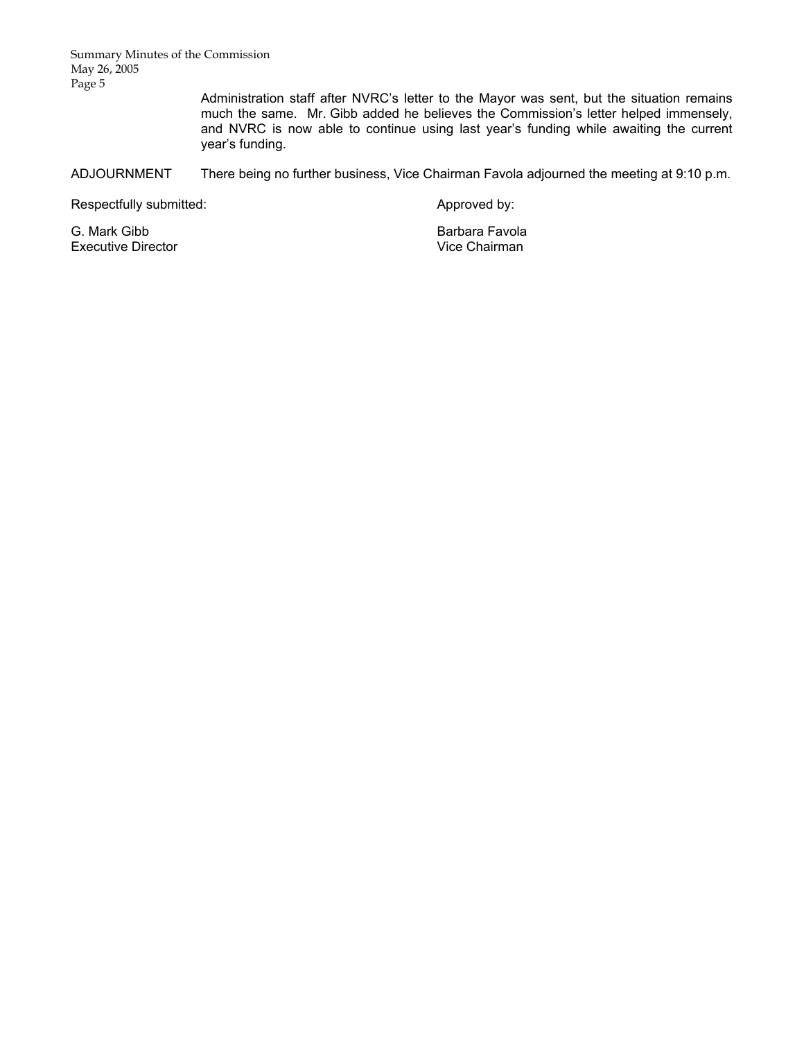Administration staff after NVRC's letter to the Mayor was sent, but the situation remains much the same. Mr. Gibb added he believes the Commission's letter helped immensely, and NVRC is now able to continue using last year's funding while awaiting the current year's funding.

ADJOURNMENT There being no further business, Vice Chairman Favola adjourned the meeting at 9:10 p.m.

Respectfully submitted:

G. Mark Gibb
Executive Director

Approved by:

Barbara Favola
Vice Chairman